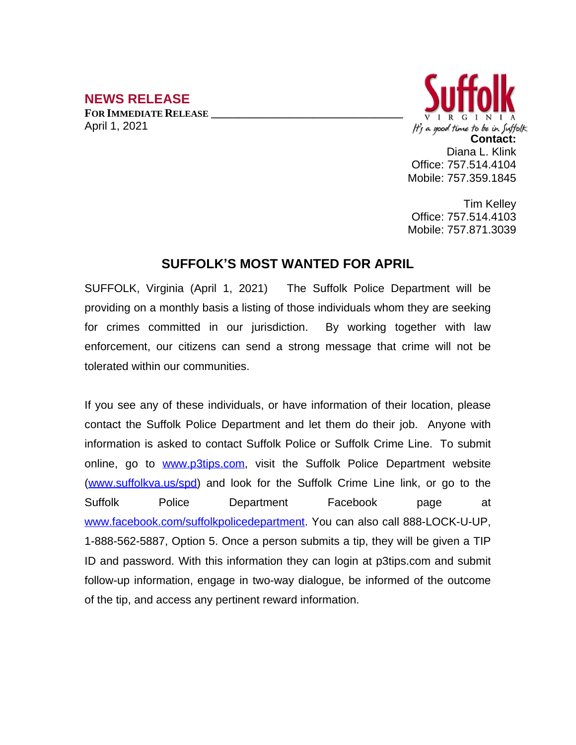## NEWS RELEASE

**FOR IMMEDIATE RELEASE** \_\_\_\_\_\_\_\_\_\_\_\_\_\_\_\_\_\_\_\_\_\_\_\_\_\_\_\_\_\_\_\_

April 1, 2021

Suffolk
VIRGINIA
It's a good time to be in Suffolk

**Contact:**
Diana L. Klink
Office: 757.514.4104
Mobile: 757.359.1845

Tim Kelley
Office: 757.514.4103
Mobile: 757.871.3039

# SUFFOLK'S MOST WANTED FOR APRIL

SUFFOLK, Virginia (April 1, 2021) The Suffolk Police Department will be providing on a monthly basis a listing of those individuals whom they are seeking for crimes committed in our jurisdiction. By working together with law enforcement, our citizens can send a strong message that crime will not be tolerated within our communities.

If you see any of these individuals, or have information of their location, please contact the Suffolk Police Department and let them do their job. Anyone with information is asked to contact Suffolk Police or Suffolk Crime Line. To submit online, go to www.p3tips.com, visit the Suffolk Police Department website (www.suffolkva.us/spd) and look for the Suffolk Crime Line link, or go to the Suffolk Police Department Facebook page at www.facebook.com/suffolkpolicedepartment. You can also call 888-LOCK-U-UP, 1-888-562-5887, Option 5. Once a person submits a tip, they will be given a TIP ID and password. With this information they can login at p3tips.com and submit follow-up information, engage in two-way dialogue, be informed of the outcome of the tip, and access any pertinent reward information.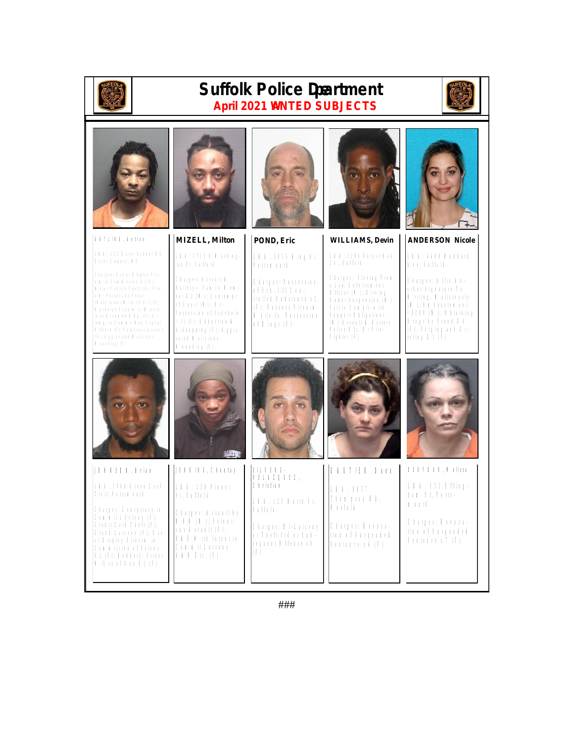# Suffolk Police Department

## April 2021 WANTED SUBJECTS

**MIZELL, Milton**

**POND, Eric**

**WILLIAMS, Devin**

**ANDERSON Nicole**

###